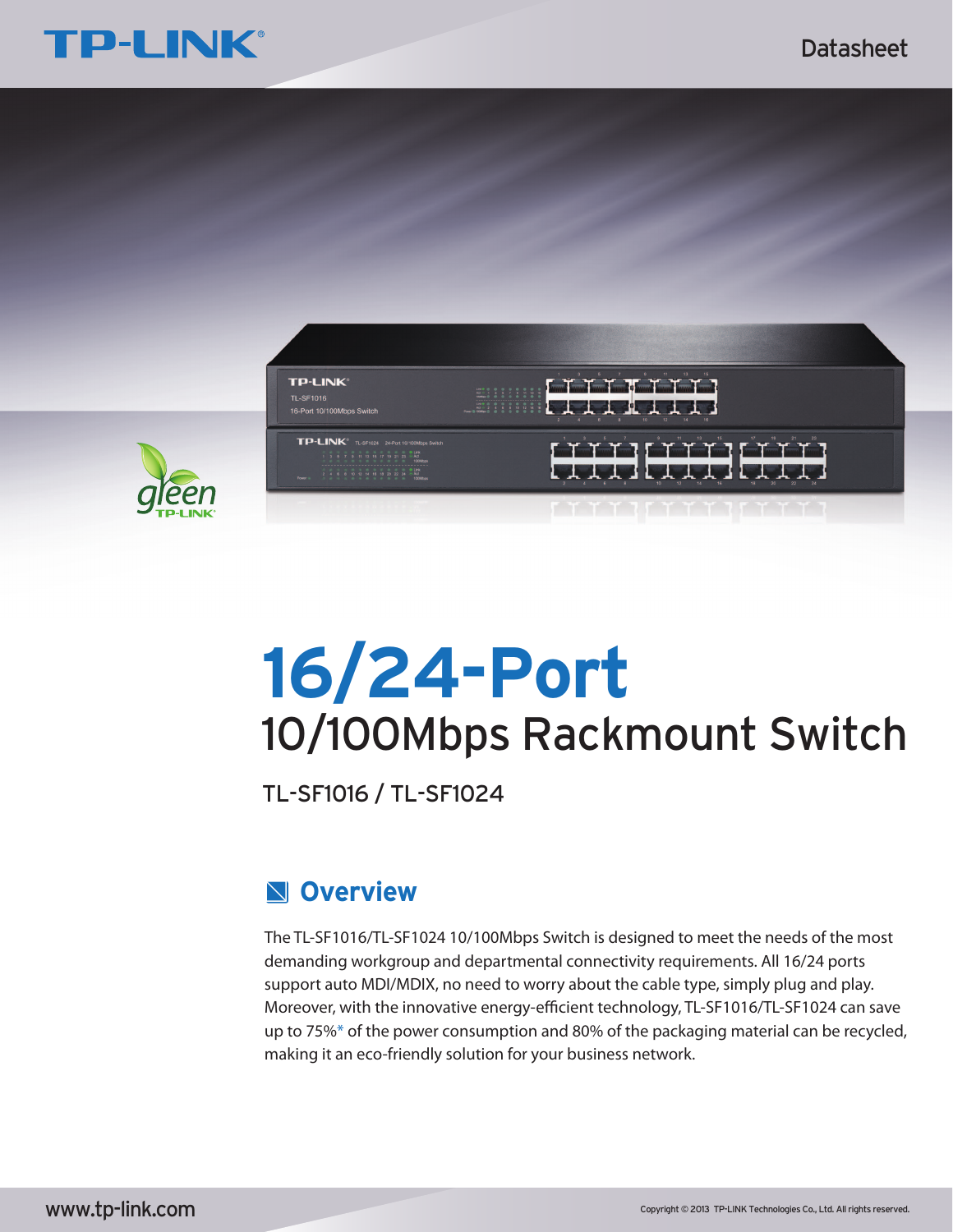TP-LINK

Datasheet

# 16/24-Port

## 10/100Mbps Rackmount Switch

TL-SF1016 / TL-SF1024

## Overview

The TL-SF1016/TL-SF1024 10/100Mbps Switch is designed to meet the needs of the most demanding workgroup and departmental connectivity requirements. All 16/24 ports support auto MDI/MDIX, no need to worry about the cable type, simply plug and play. Moreover, with the innovative energy-efficient technology, TL-SF1016/TL-SF1024 can save up to 75%* of the power consumption and 80% of the packaging material can be recycled, making it an eco-friendly solution for your business network.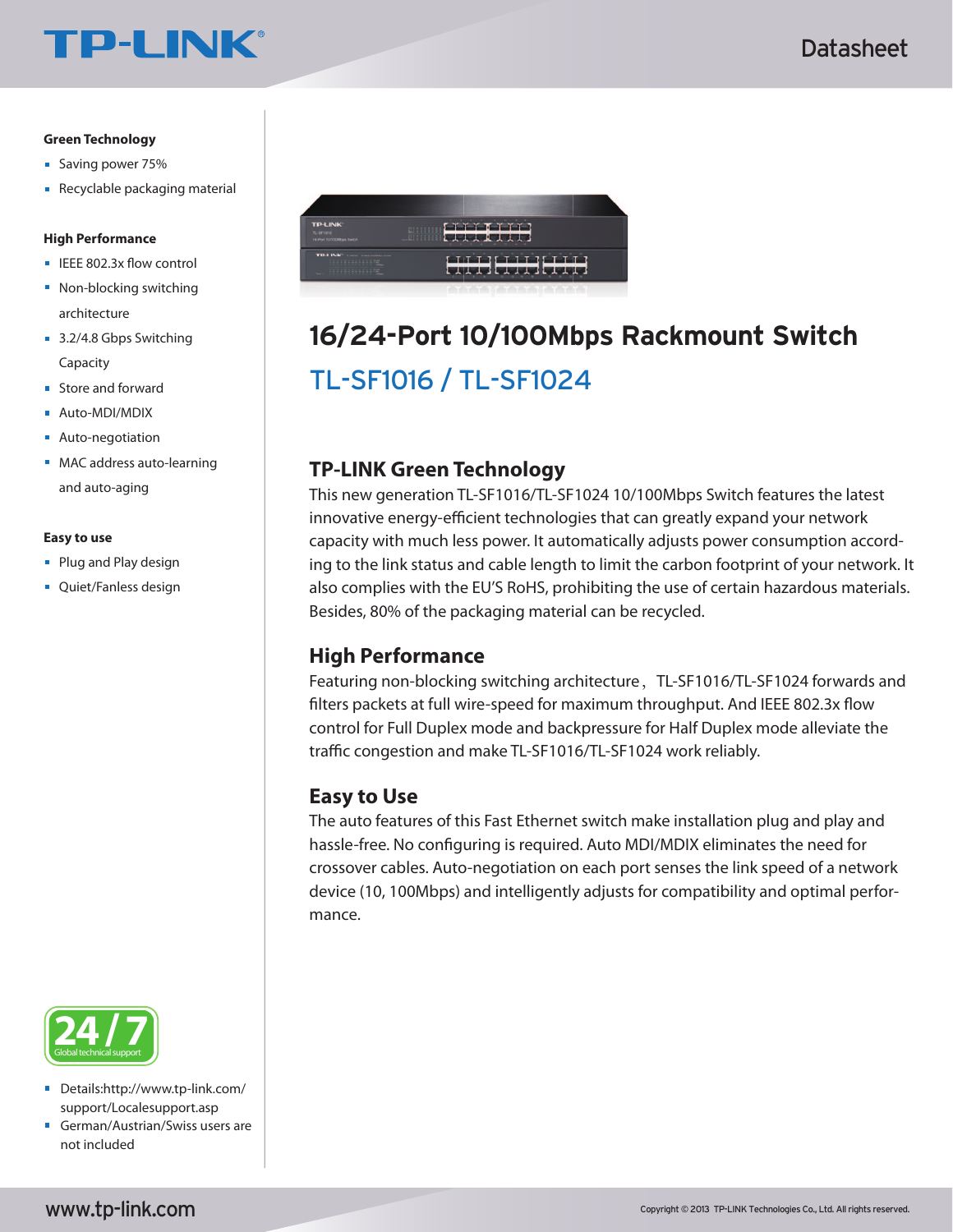# 16/24-Port 10/100Mbps Rackmount Switch

## TL-SF1016 / TL-SF1024

**Green Technology**

- Saving power 75%
- Recyclable packaging material

**High Performance**

- IEEE 802.3x flow control
- Non-blocking switching architecture
- 3.2/4.8 Gbps Switching Capacity
- Store and forward
- Auto-MDI/MDIX
- Auto-negotiation
- MAC address auto-learning and auto-aging

**Easy to use**

- Plug and Play design
- Quiet/Fanless design

24/7 Global technical support

- Details:http://www.tp-link.com/support/Localesupport.asp
- German/Austrian/Swiss users are not included

### TP-LINK Green Technology

This new generation TL-SF1016/TL-SF1024 10/100Mbps Switch features the latest innovative energy-efficient technologies that can greatly expand your network capacity with much less power. It automatically adjusts power consumption according to the link status and cable length to limit the carbon footprint of your network. It also complies with the EU'S RoHS, prohibiting the use of certain hazardous materials. Besides, 80% of the packaging material can be recycled.

### High Performance

Featuring non-blocking switching architecture， TL-SF1016/TL-SF1024 forwards and filters packets at full wire-speed for maximum throughput. And IEEE 802.3x flow control for Full Duplex mode and backpressure for Half Duplex mode alleviate the traffic congestion and make TL-SF1016/TL-SF1024 work reliably.

### Easy to Use

The auto features of this Fast Ethernet switch make installation plug and play and hassle-free. No configuring is required. Auto MDI/MDIX eliminates the need for crossover cables. Auto-negotiation on each port senses the link speed of a network device (10, 100Mbps) and intelligently adjusts for compatibility and optimal performance.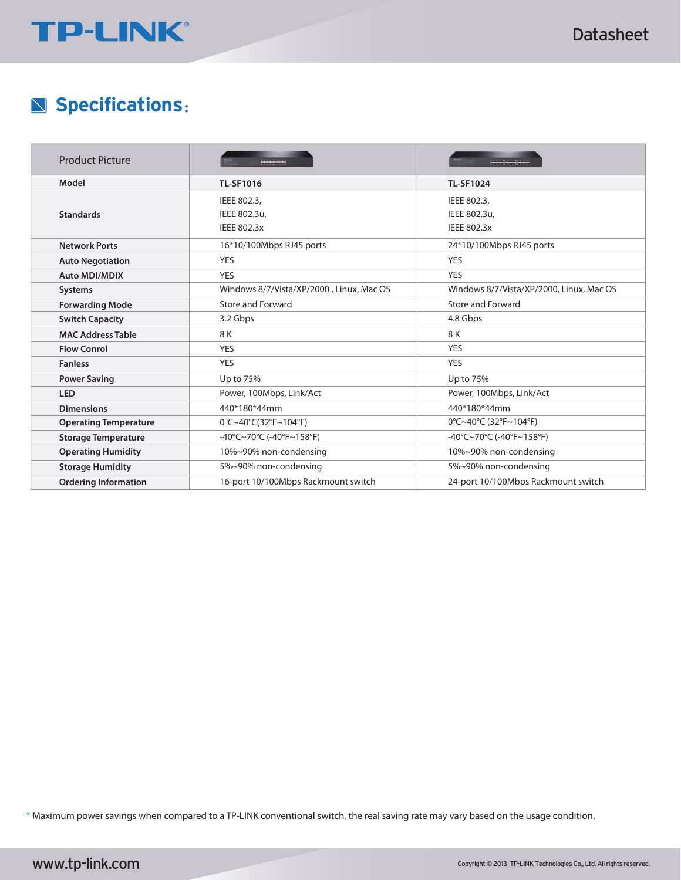## Specifications:

| Product Picture | | |
|---|---|---|
| **Model** | **TL-SF1016** | **TL-SF1024** |
| **Standards** | IEEE 802.3,<br>IEEE 802.3u,<br>IEEE 802.3x | IEEE 802.3,<br>IEEE 802.3u,<br>IEEE 802.3x |
| **Network Ports** | 16*10/100Mbps RJ45 ports | 24*10/100Mbps RJ45 ports |
| **Auto Negotiation** | YES | YES |
| **Auto MDI/MDIX** | YES | YES |
| **Systems** | Windows 8/7/Vista/XP/2000 , Linux, Mac OS | Windows 8/7/Vista/XP/2000, Linux, Mac OS |
| **Forwarding Mode** | Store and Forward | Store and Forward |
| **Switch Capacity** | 3.2 Gbps | 4.8 Gbps |
| **MAC Address Table** | 8 K | 8 K |
| **Flow Conrol** | YES | YES |
| **Fanless** | YES | YES |
| **Power Saving** | Up to 75% | Up to 75% |
| **LED** | Power, 100Mbps, Link/Act | Power, 100Mbps, Link/Act |
| **Dimensions** | 440*180*44mm | 440*180*44mm |
| **Operating Temperature** | 0°C~40°C(32°F~104°F) | 0°C~40°C (32°F~104°F) |
| **Storage Temperature** | -40°C~70°C (-40°F~158°F) | -40°C~70°C (-40°F~158°F) |
| **Operating Humidity** | 10%~90% non-condensing | 10%~90% non-condensing |
| **Storage Humidity** | 5%~90% non-condensing | 5%~90% non-condensing |
| **Ordering Information** | 16-port 10/100Mbps Rackmount switch | 24-port 10/100Mbps Rackmount switch |

* Maximum power savings when compared to a TP-LINK conventional switch, the real saving rate may vary based on the usage condition.

www.tp-link.com

Copyright © 2013 TP-LINK Technologies Co., Ltd. All rights reserved.